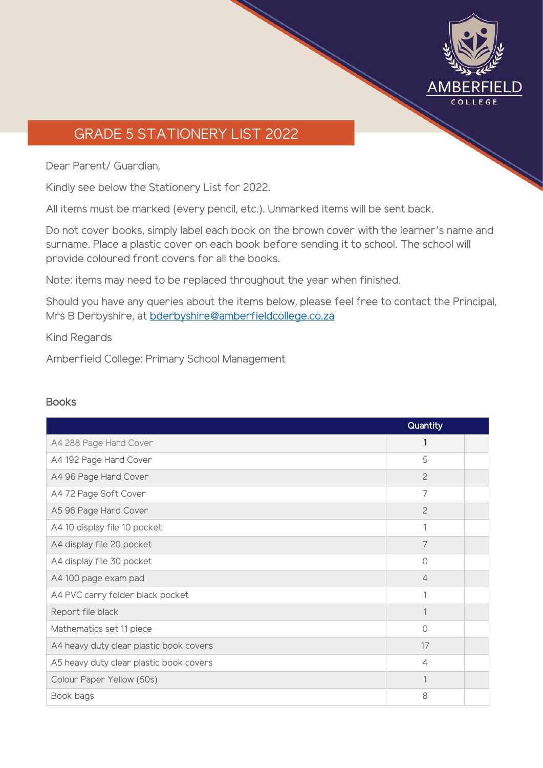# GRADE 5 STATIONERY LIST 2022

Dear Parent/ Guardian,

Kindly see below the Stationery List for 2022.

All items must be marked (every pencil, etc.). Unmarked items will be sent back.

Do not cover books, simply label each book on the brown cover with the learner's name and surname. Place a plastic cover on each book before sending it to school. The school will provide coloured front covers for all the books.

Note: items may need to be replaced throughout the year when finished.

Should you have any queries about the items below, please feel free to contact the Principal, Mrs B Derbyshire, at bderbyshire@amberfieldcollege.co.za

Kind Regards

Amberfield College: Primary School Management

## Books

| | Quantity | |
|---|---|---|
| A4 288 Page Hard Cover | 1 | |
| A4 192 Page Hard Cover | 5 | |
| A4 96 Page Hard Cover | 2 | |
| A4 72 Page Soft Cover | 7 | |
| A5 96 Page Hard Cover | 2 | |
| A4 10 display file 10 pocket | 1 | |
| A4 display file 20 pocket | 7 | |
| A4 display file 30 pocket | 0 | |
| A4 100 page exam pad | 4 | |
| A4 PVC carry folder black pocket | 1 | |
| Report file black | 1 | |
| Mathematics set 11 piece | 0 | |
| A4 heavy duty clear plastic book covers | 17 | |
| A5 heavy duty clear plastic book covers | 4 | |
| Colour Paper Yellow (50s) | 1 | |
| Book bags | 8 | |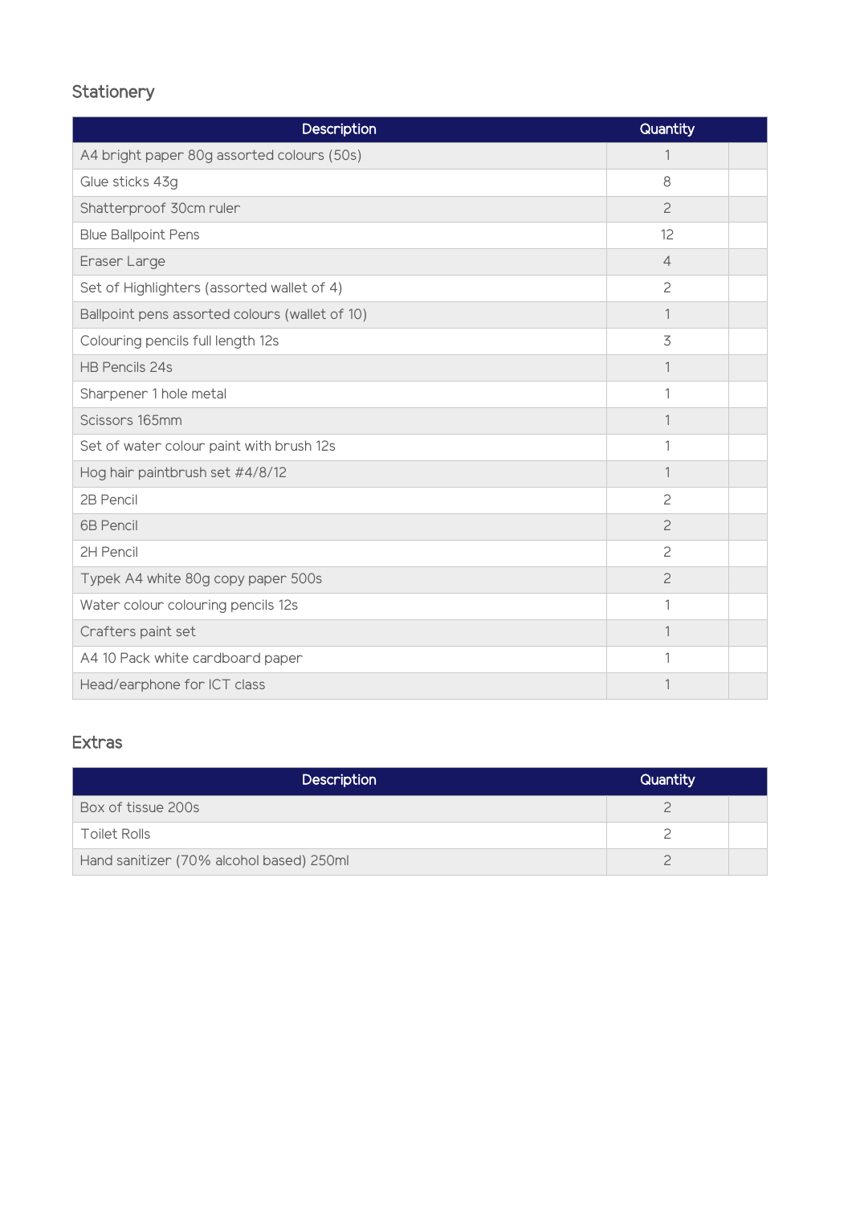## Stationery

| Description | Quantity | |
|---|---|---|
| A4 bright paper 80g assorted colours (50s) | 1 | |
| Glue sticks 43g | 8 | |
| Shatterproof 30cm ruler | 2 | |
| Blue Ballpoint Pens | 12 | |
| Eraser Large | 4 | |
| Set of Highlighters (assorted wallet of 4) | 2 | |
| Ballpoint pens assorted colours (wallet of 10) | 1 | |
| Colouring pencils full length 12s | 3 | |
| HB Pencils 24s | 1 | |
| Sharpener 1 hole metal | 1 | |
| Scissors 165mm | 1 | |
| Set of water colour paint with brush 12s | 1 | |
| Hog hair paintbrush set #4/8/12 | 1 | |
| 2B Pencil | 2 | |
| 6B Pencil | 2 | |
| 2H Pencil | 2 | |
| Typek A4 white 80g copy paper 500s | 2 | |
| Water colour colouring pencils 12s | 1 | |
| Crafters paint set | 1 | |
| A4 10 Pack white cardboard paper | 1 | |
| Head/earphone for ICT class | 1 | |

## Extras

| Description | Quantity | |
|---|---|---|
| Box of tissue 200s | 2 | |
| Toilet Rolls | 2 | |
| Hand sanitizer (70% alcohol based) 250ml | 2 | |